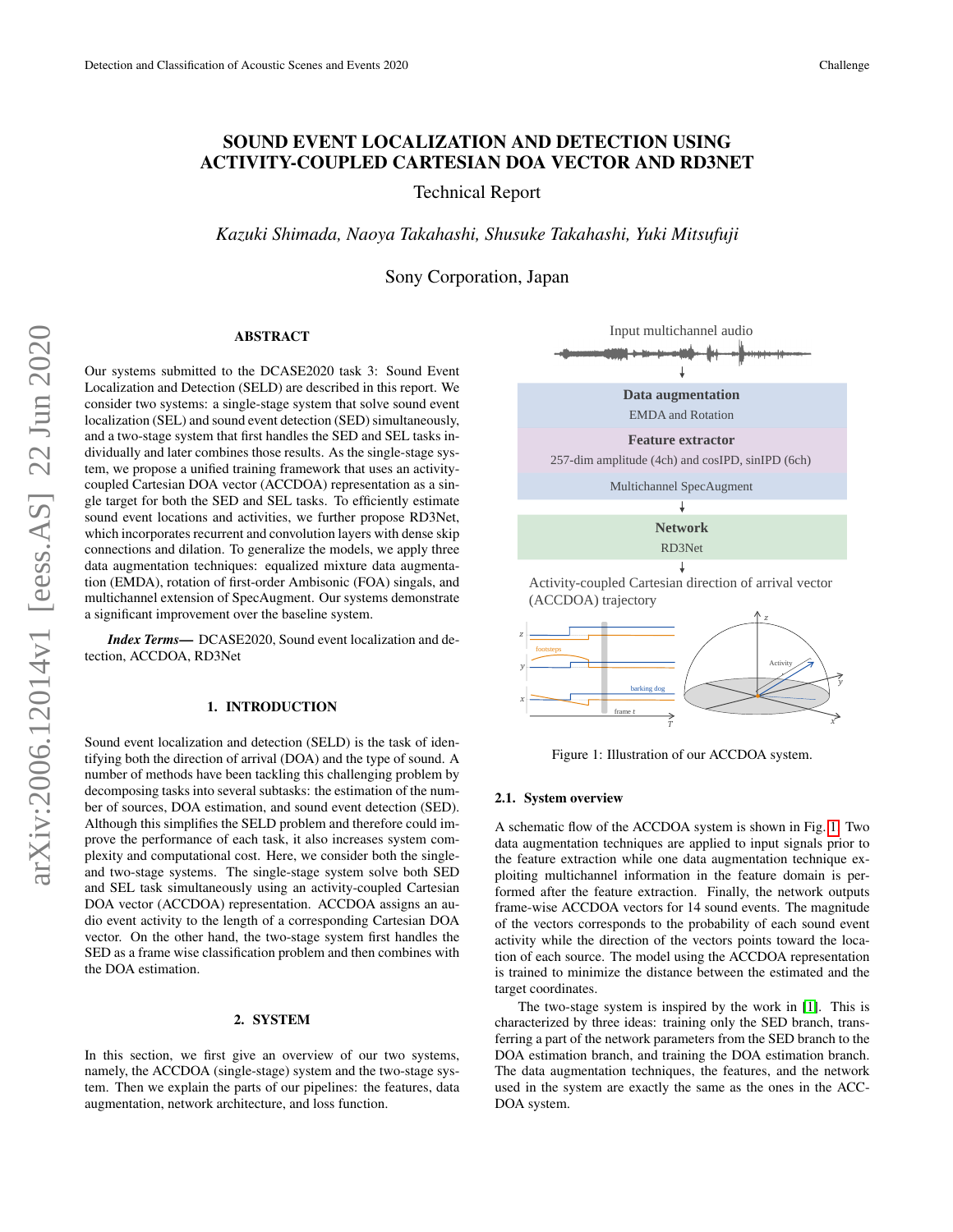# SOUND EVENT LOCALIZATION AND DETECTION USING ACTIVITY-COUPLED CARTESIAN DOA VECTOR AND RD3NET

Technical Report

*Kazuki Shimada, Naoya Takahashi, Shusuke Takahashi, Yuki Mitsufuji*

Sony Corporation, Japan

## ABSTRACT

Our systems submitted to the DCASE2020 task 3: Sound Event Localization and Detection (SELD) are described in this report. We consider two systems: a single-stage system that solve sound event localization (SEL) and sound event detection (SED) simultaneously, and a two-stage system that first handles the SED and SEL tasks individually and later combines those results. As the single-stage system, we propose a unified training framework that uses an activity-coupled Cartesian DOA vector (ACCDOA) representation as a single target for both the SED and SEL tasks. To efficiently estimate sound event locations and activities, we further propose RD3Net, which incorporates recurrent and convolution layers with dense skip connections and dilation. To generalize the models, we apply three data augmentation techniques: equalized mixture data augmentation (EMDA), rotation of first-order Ambisonic (FOA) singals, and multichannel extension of SpecAugment. Our systems demonstrate a significant improvement over the baseline system.

***Index Terms*—** DCASE2020, Sound event localization and detection, ACCDOA, RD3Net

## 1. INTRODUCTION

Sound event localization and detection (SELD) is the task of identifying both the direction of arrival (DOA) and the type of sound. A number of methods have been tackling this challenging problem by decomposing tasks into several subtasks: the estimation of the number of sources, DOA estimation, and sound event detection (SED). Although this simplifies the SELD problem and therefore could improve the performance of each task, it also increases system complexity and computational cost. Here, we consider both the single- and two-stage systems. The single-stage system solve both SED and SEL task simultaneously using an activity-coupled Cartesian DOA vector (ACCDOA) representation. ACCDOA assigns an audio event activity to the length of a corresponding Cartesian DOA vector. On the other hand, the two-stage system first handles the SED as a frame wise classification problem and then combines with the DOA estimation.

## 2. SYSTEM

In this section, we first give an overview of our two systems, namely, the ACCDOA (single-stage) system and the two-stage system. Then we explain the parts of our pipelines: the features, data augmentation, network architecture, and loss function.

Input multichannel audio

**Data augmentation**
EMDA and Rotation

**Feature extractor**
257-dim amplitude (4ch) and cosIPD, sinIPD (6ch)

Multichannel SpecAugment

**Network**
RD3Net

Activity-coupled Cartesian direction of arrival vector (ACCDOA) trajectory

Figure 1: Illustration of our ACCDOA system.

### 2.1. System overview

A schematic flow of the ACCDOA system is shown in Fig. 1. Two data augmentation techniques are applied to input signals prior to the feature extraction while one data augmentation technique exploiting multichannel information in the feature domain is performed after the feature extraction. Finally, the network outputs frame-wise ACCDOA vectors for 14 sound events. The magnitude of the vectors corresponds to the probability of each sound event activity while the direction of the vectors points toward the location of each source. The model using the ACCDOA representation is trained to minimize the distance between the estimated and the target coordinates.

The two-stage system is inspired by the work in [1]. This is characterized by three ideas: training only the SED branch, transferring a part of the network parameters from the SED branch to the DOA estimation branch, and training the DOA estimation branch. The data augmentation techniques, the features, and the network used in the system are exactly the same as the ones in the ACCDOA system.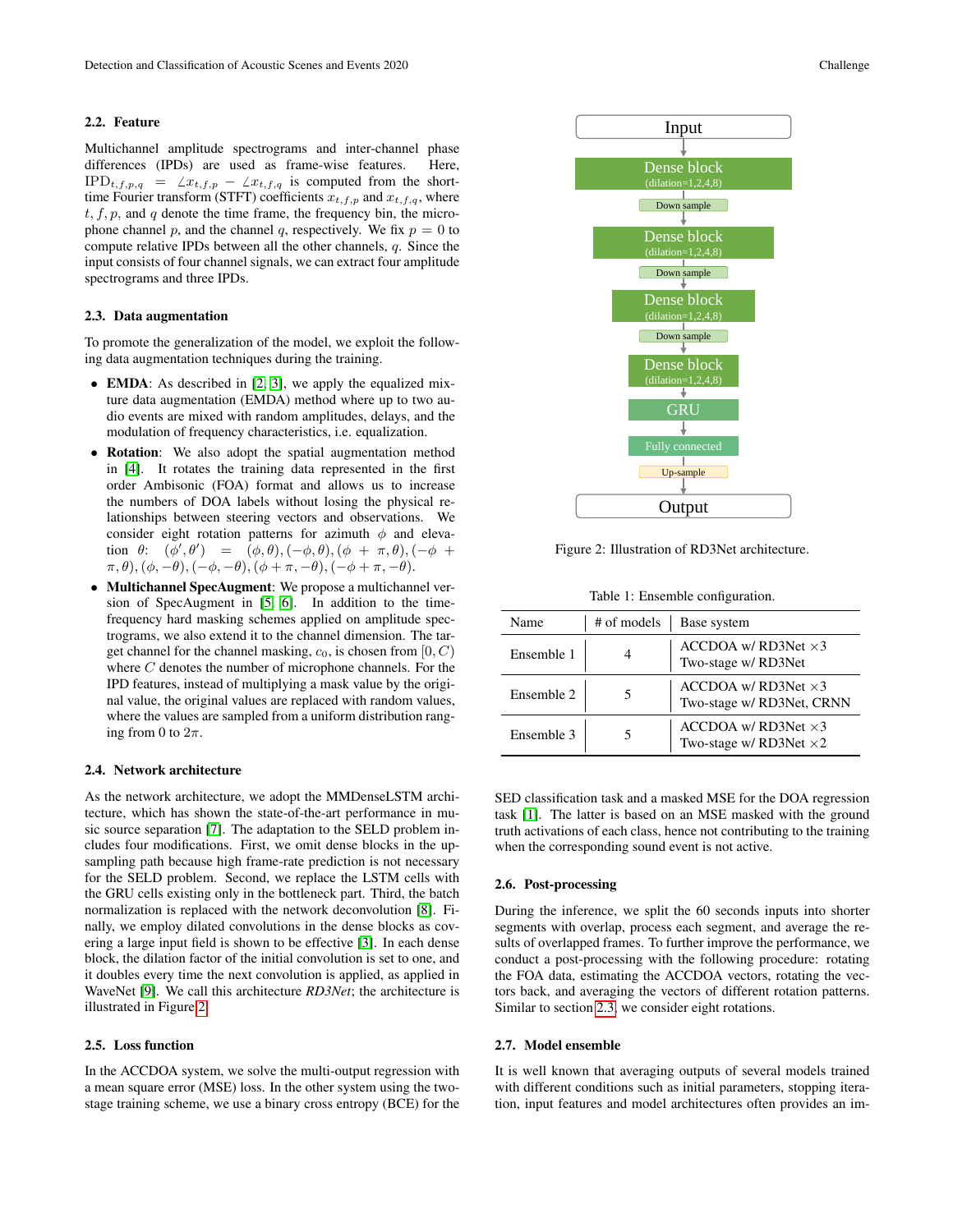### 2.2. Feature

Multichannel amplitude spectrograms and inter-channel phase differences (IPDs) are used as frame-wise features. Here, $\text{IPD}_{t,f,p,q} = \angle x_{t,f,p} - \angle x_{t,f,q}$ is computed from the short-time Fourier transform (STFT) coefficients $x_{t,f,p}$ and $x_{t,f,q}$, where $t, f, p$, and $q$ denote the time frame, the frequency bin, the microphone channel $p$, and the channel $q$, respectively. We fix $p = 0$ to compute relative IPDs between all the other channels, $q$. Since the input consists of four channel signals, we can extract four amplitude spectrograms and three IPDs.

### 2.3. Data augmentation

To promote the generalization of the model, we exploit the following data augmentation techniques during the training.

- **EMDA**: As described in [2, 3], we apply the equalized mixture data augmentation (EMDA) method where up to two audio events are mixed with random amplitudes, delays, and the modulation of frequency characteristics, i.e. equalization.
- **Rotation**: We also adopt the spatial augmentation method in [4]. It rotates the training data represented in the first order Ambisonic (FOA) format and allows us to increase the numbers of DOA labels without losing the physical relationships between steering vectors and observations. We consider eight rotation patterns for azimuth $\phi$ and elevation $\theta$: $(\phi', \theta') = (\phi, \theta), (-\phi, \theta), (\phi + \pi, \theta), (-\phi + \pi, \theta), (\phi, -\theta), (-\phi, -\theta), (\phi + \pi, -\theta), (-\phi + \pi, -\theta)$.
- **Multichannel SpecAugment**: We propose a multichannel version of SpecAugment in [5, 6]. In addition to the time-frequency hard masking schemes applied on amplitude spectrograms, we also extend it to the channel dimension. The target channel for the channel masking, $c_0$, is chosen from $[0, C)$ where $C$ denotes the number of microphone channels. For the IPD features, instead of multiplying a mask value by the original value, the original values are replaced with random values, where the values are sampled from a uniform distribution ranging from 0 to $2\pi$.

### 2.4. Network architecture

As the network architecture, we adopt the MMDenseLSTM architecture, which has shown the state-of-the-art performance in music source separation [7]. The adaptation to the SELD problem includes four modifications. First, we omit dense blocks in the upsampling path because high frame-rate prediction is not necessary for the SELD problem. Second, we replace the LSTM cells with the GRU cells existing only in the bottleneck part. Third, the batch normalization is replaced with the network deconvolution [8]. Finally, we employ dilated convolutions in the dense blocks as covering a large input field is shown to be effective [3]. In each dense block, the dilation factor of the initial convolution is set to one, and it doubles every time the next convolution is applied, as applied in WaveNet [9]. We call this architecture *RD3Net*; the architecture is illustrated in Figure 2.

Input → Dense block (dilation=1,2,4,8) → Down sample → Dense block (dilation=1,2,4,8) → Down sample → Dense block (dilation=1,2,4,8) → Down sample → Dense block (dilation=1,2,4,8) → GRU → Fully connected → Up-sample → Output

Figure 2: Illustration of RD3Net architecture.

### 2.5. Loss function

In the ACCDOA system, we solve the multi-output regression with a mean square error (MSE) loss. In the other system using the two-stage training scheme, we use a binary cross entropy (BCE) for the SED classification task and a masked MSE for the DOA regression task [1]. The latter is based on an MSE masked with the ground truth activations of each class, hence not contributing to the training when the corresponding sound event is not active.

Table 1: Ensemble configuration.

| Name | # of models | Base system |
|---|---|---|
| Ensemble 1 | 4 | ACCDOA w/ RD3Net ×3<br>Two-stage w/ RD3Net |
| Ensemble 2 | 5 | ACCDOA w/ RD3Net ×3<br>Two-stage w/ RD3Net, CRNN |
| Ensemble 3 | 5 | ACCDOA w/ RD3Net ×3<br>Two-stage w/ RD3Net ×2 |

### 2.6. Post-processing

During the inference, we split the 60 seconds inputs into shorter segments with overlap, process each segment, and average the results of overlapped frames. To further improve the performance, we conduct a post-processing with the following procedure: rotating the FOA data, estimating the ACCDOA vectors, rotating the vectors back, and averaging the vectors of different rotation patterns. Similar to section 2.3, we consider eight rotations.

### 2.7. Model ensemble

It is well known that averaging outputs of several models trained with different conditions such as initial parameters, stopping iteration, input features and model architectures often provides an im-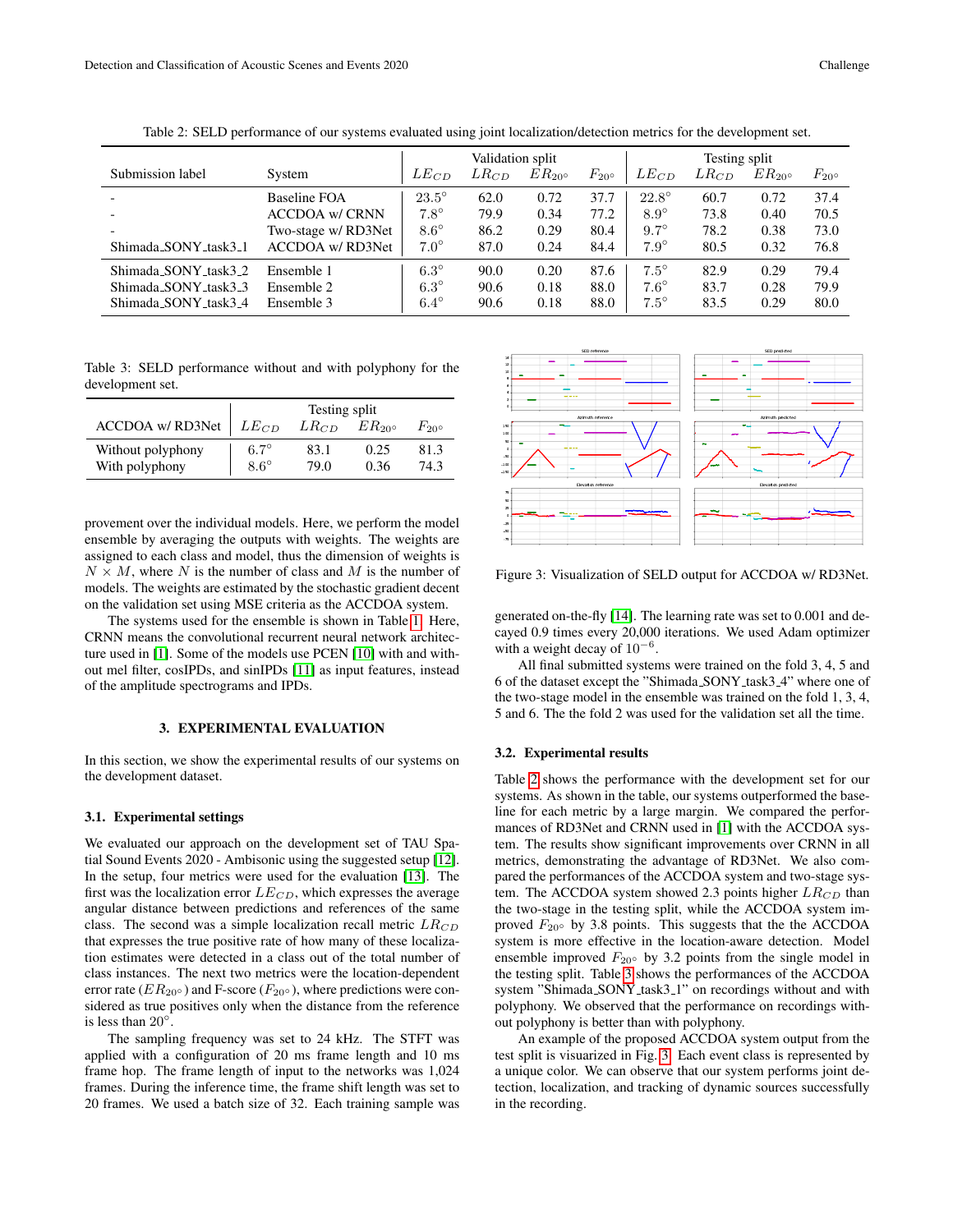Table 2: SELD performance of our systems evaluated using joint localization/detection metrics for the development set.

| Submission label | System | Validation split | | | | Testing split | | | |
|---|---|---|---|---|---|---|---|---|---|
| | | $LE_{CD}$ | $LR_{CD}$ | $ER_{20°}$ | $F_{20°}$ | $LE_{CD}$ | $LR_{CD}$ | $ER_{20°}$ | $F_{20°}$ |
| - | Baseline FOA | 23.5° | 62.0 | 0.72 | 37.7 | 22.8° | 60.7 | 0.72 | 37.4 |
| - | ACCDOA w/ CRNN | 7.8° | 79.9 | 0.34 | 77.2 | 8.9° | 73.8 | 0.40 | 70.5 |
| - | Two-stage w/ RD3Net | 8.6° | 86.2 | 0.29 | 80.4 | 9.7° | 78.2 | 0.38 | 73.0 |
| Shimada_SONY_task3_1 | ACCDOA w/ RD3Net | 7.0° | 87.0 | 0.24 | 84.4 | 7.9° | 80.5 | 0.32 | 76.8 |
| Shimada_SONY_task3_2 | Ensemble 1 | 6.3° | 90.0 | 0.20 | 87.6 | 7.5° | 82.9 | 0.29 | 79.4 |
| Shimada_SONY_task3_3 | Ensemble 2 | 6.3° | 90.6 | 0.18 | 88.0 | 7.6° | 83.7 | 0.28 | 79.9 |
| Shimada_SONY_task3_4 | Ensemble 3 | 6.4° | 90.6 | 0.18 | 88.0 | 7.5° | 83.5 | 0.29 | 80.0 |

Table 3: SELD performance without and with polyphony for the development set.

| ACCDOA w/ RD3Net | Testing split | | | |
|---|---|---|---|---|
| | $LE_{CD}$ | $LR_{CD}$ | $ER_{20°}$ | $F_{20°}$ |
| Without polyphony | 6.7° | 83.1 | 0.25 | 81.3 |
| With polyphony | 8.6° | 79.0 | 0.36 | 74.3 |

provement over the individual models. Here, we perform the model ensemble by averaging the outputs with weights. The weights are assigned to each class and model, thus the dimension of weights is $N \times M$, where $N$ is the number of class and $M$ is the number of models. The weights are estimated by the stochastic gradient decent on the validation set using MSE criteria as the ACCDOA system.

The systems used for the ensemble is shown in Table 1. Here, CRNN means the convolutional recurrent neural network architecture used in [1]. Some of the models use PCEN [10] with and without mel filter, cosIPDs, and sinIPDs [11] as input features, instead of the amplitude spectrograms and IPDs.

## 3. EXPERIMENTAL EVALUATION

In this section, we show the experimental results of our systems on the development dataset.

### 3.1. Experimental settings

We evaluated our approach on the development set of TAU Spatial Sound Events 2020 - Ambisonic using the suggested setup [12]. In the setup, four metrics were used for the evaluation [13]. The first was the localization error $LE_{CD}$, which expresses the average angular distance between predictions and references of the same class. The second was a simple localization recall metric $LR_{CD}$ that expresses the true positive rate of how many of these localization estimates were detected in a class out of the total number of class instances. The next two metrics were the location-dependent error rate ($ER_{20°}$) and F-score ($F_{20°}$), where predictions were considered as true positives only when the distance from the reference is less than $20°$.

The sampling frequency was set to 24 kHz. The STFT was applied with a configuration of 20 ms frame length and 10 ms frame hop. The frame length of input to the networks was 1,024 frames. During the inference time, the frame shift length was set to 20 frames. We used a batch size of 32. Each training sample was generated on-the-fly [14]. The learning rate was set to 0.001 and decayed 0.9 times every 20,000 iterations. We used Adam optimizer with a weight decay of $10^{-6}$.

All final submitted systems were trained on the fold 3, 4, 5 and 6 of the dataset except the "Shimada_SONY_task3_4" where one of the two-stage model in the ensemble was trained on the fold 1, 3, 4, 5 and 6. The fold 2 was used for the validation set all the time.

Figure 3: Visualization of SELD output for ACCDOA w/ RD3Net.

### 3.2. Experimental results

Table 2 shows the performance with the development set for our systems. As shown in the table, our systems outperformed the baseline for each metric by a large margin. We compared the performances of RD3Net and CRNN used in [1] with the ACCDOA system. The results show significant improvements over CRNN in all metrics, demonstrating the advantage of RD3Net. We also compared the performances of the ACCDOA system and two-stage system. The ACCDOA system showed 2.3 points higher $LR_{CD}$ than the two-stage in the testing split, while the ACCDOA system improved $F_{20°}$ by 3.8 points. This suggests that the ACCDOA system is more effective in the location-aware detection. Model ensemble improved $F_{20°}$ by 3.2 points from the single model in the testing split. Table 3 shows the performances of the ACCDOA system "Shimada_SONY_task3_1" on recordings without and with polyphony. We observed that the performance on recordings without polyphony is better than with polyphony.

An example of the proposed ACCDOA system output from the test split is visualized in Fig. 3. Each event class is represented by a unique color. We can observe that our system performs joint detection, localization, and tracking of dynamic sources successfully in the recording.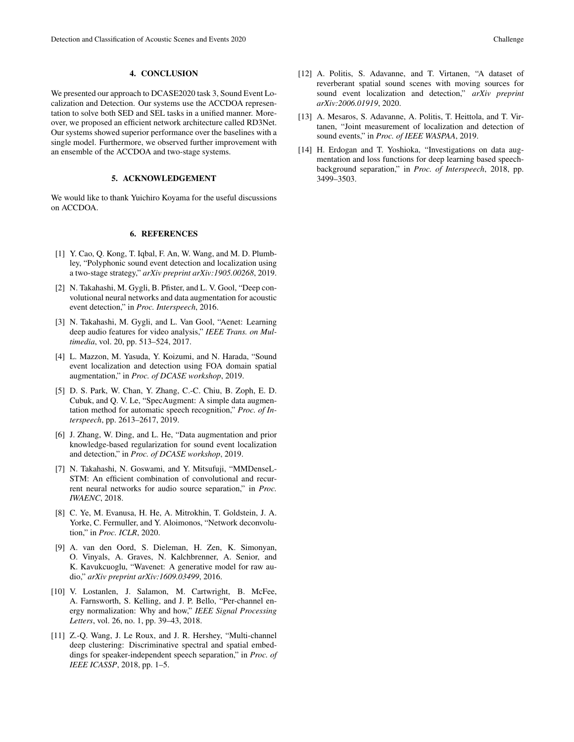## 4. CONCLUSION

We presented our approach to DCASE2020 task 3, Sound Event Localization and Detection. Our systems use the ACCDOA representation to solve both SED and SEL tasks in a unified manner. Moreover, we proposed an efficient network architecture called RD3Net. Our systems showed superior performance over the baselines with a single model. Furthermore, we observed further improvement with an ensemble of the ACCDOA and two-stage systems.

## 5. ACKNOWLEDGEMENT

We would like to thank Yuichiro Koyama for the useful discussions on ACCDOA.

## 6. REFERENCES

[1] Y. Cao, Q. Kong, T. Iqbal, F. An, W. Wang, and M. D. Plumbley, "Polyphonic sound event detection and localization using a two-stage strategy," *arXiv preprint arXiv:1905.00268*, 2019.

[2] N. Takahashi, M. Gygli, B. Pfister, and L. V. Gool, "Deep convolutional neural networks and data augmentation for acoustic event detection," in *Proc. Interspeech*, 2016.

[3] N. Takahashi, M. Gygli, and L. Van Gool, "Aenet: Learning deep audio features for video analysis," *IEEE Trans. on Multimedia*, vol. 20, pp. 513–524, 2017.

[4] L. Mazzon, M. Yasuda, Y. Koizumi, and N. Harada, "Sound event localization and detection using FOA domain spatial augmentation," in *Proc. of DCASE workshop*, 2019.

[5] D. S. Park, W. Chan, Y. Zhang, C.-C. Chiu, B. Zoph, E. D. Cubuk, and Q. V. Le, "SpecAugment: A simple data augmentation method for automatic speech recognition," *Proc. of Interspeech*, pp. 2613–2617, 2019.

[6] J. Zhang, W. Ding, and L. He, "Data augmentation and prior knowledge-based regularization for sound event localization and detection," in *Proc. of DCASE workshop*, 2019.

[7] N. Takahashi, N. Goswami, and Y. Mitsufuji, "MMDenseLSTM: An efficient combination of convolutional and recurrent neural networks for audio source separation," in *Proc. IWAENC*, 2018.

[8] C. Ye, M. Evanusa, H. He, A. Mitrokhin, T. Goldstein, J. A. Yorke, C. Fermuller, and Y. Aloimonos, "Network deconvolution," in *Proc. ICLR*, 2020.

[9] A. van den Oord, S. Dieleman, H. Zen, K. Simonyan, O. Vinyals, A. Graves, N. Kalchbrenner, A. Senior, and K. Kavukcuoglu, "Wavenet: A generative model for raw audio," *arXiv preprint arXiv:1609.03499*, 2016.

[10] V. Lostanlen, J. Salamon, M. Cartwright, B. McFee, A. Farnsworth, S. Kelling, and J. P. Bello, "Per-channel energy normalization: Why and how," *IEEE Signal Processing Letters*, vol. 26, no. 1, pp. 39–43, 2018.

[11] Z.-Q. Wang, J. Le Roux, and J. R. Hershey, "Multi-channel deep clustering: Discriminative spectral and spatial embeddings for speaker-independent speech separation," in *Proc. of IEEE ICASSP*, 2018, pp. 1–5.

[12] A. Politis, S. Adavanne, and T. Virtanen, "A dataset of reverberant spatial sound scenes with moving sources for sound event localization and detection," *arXiv preprint arXiv:2006.01919*, 2020.

[13] A. Mesaros, S. Adavanne, A. Politis, T. Heittola, and T. Virtanen, "Joint measurement of localization and detection of sound events," in *Proc. of IEEE WASPAA*, 2019.

[14] H. Erdogan and T. Yoshioka, "Investigations on data augmentation and loss functions for deep learning based speech-background separation," in *Proc. of Interspeech*, 2018, pp. 3499–3503.